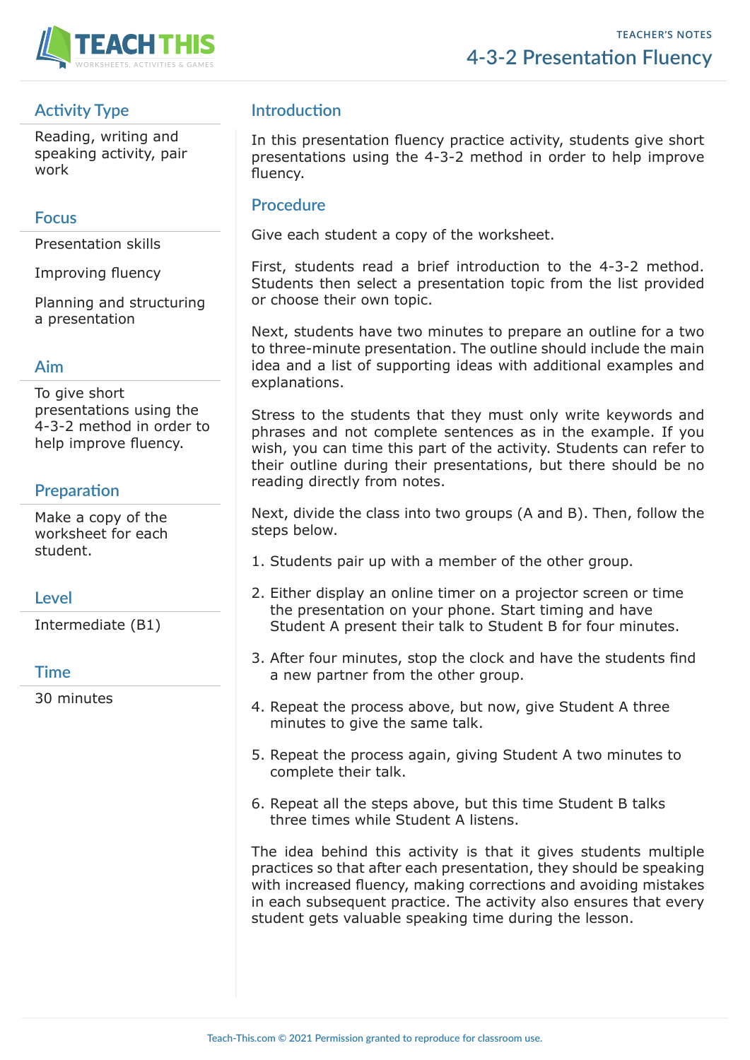TEACHER'S NOTES

# 4-3-2 Presentation Fluency

## Activity Type

Reading, writing and speaking activity, pair work

## Focus

Presentation skills

Improving fluency

Planning and structuring a presentation

## Aim

To give short presentations using the 4-3-2 method in order to help improve fluency.

## Preparation

Make a copy of the worksheet for each student.

## Level

Intermediate (B1)

## Time

30 minutes

## Introduction

In this presentation fluency practice activity, students give short presentations using the 4-3-2 method in order to help improve fluency.

## Procedure

Give each student a copy of the worksheet.

First, students read a brief introduction to the 4-3-2 method. Students then select a presentation topic from the list provided or choose their own topic.

Next, students have two minutes to prepare an outline for a two to three-minute presentation. The outline should include the main idea and a list of supporting ideas with additional examples and explanations.

Stress to the students that they must only write keywords and phrases and not complete sentences as in the example. If you wish, you can time this part of the activity. Students can refer to their outline during their presentations, but there should be no reading directly from notes.

Next, divide the class into two groups (A and B). Then, follow the steps below.

1. Students pair up with a member of the other group.
2. Either display an online timer on a projector screen or time the presentation on your phone. Start timing and have Student A present their talk to Student B for four minutes.
3. After four minutes, stop the clock and have the students find a new partner from the other group.
4. Repeat the process above, but now, give Student A three minutes to give the same talk.
5. Repeat the process again, giving Student A two minutes to complete their talk.
6. Repeat all the steps above, but this time Student B talks three times while Student A listens.

The idea behind this activity is that it gives students multiple practices so that after each presentation, they should be speaking with increased fluency, making corrections and avoiding mistakes in each subsequent practice. The activity also ensures that every student gets valuable speaking time during the lesson.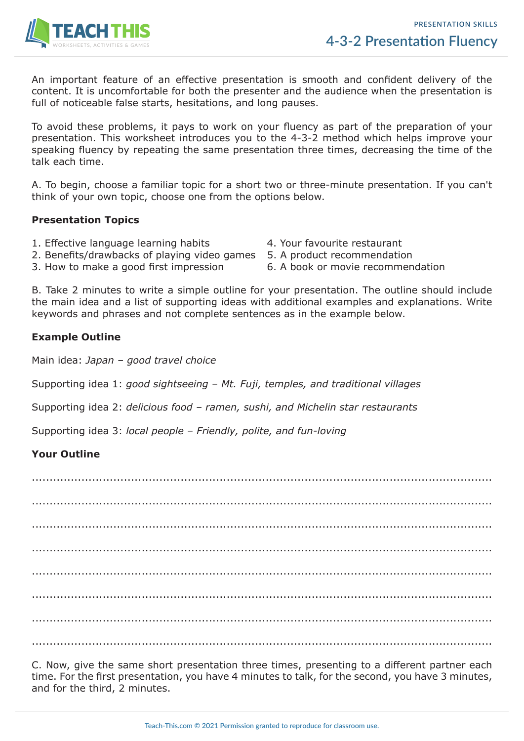# 4-3-2 Presentation Fluency

An important feature of an effective presentation is smooth and confident delivery of the content. It is uncomfortable for both the presenter and the audience when the presentation is full of noticeable false starts, hesitations, and long pauses.

To avoid these problems, it pays to work on your fluency as part of the preparation of your presentation. This worksheet introduces you to the 4-3-2 method which helps improve your speaking fluency by repeating the same presentation three times, decreasing the time of the talk each time.

A. To begin, choose a familiar topic for a short two or three-minute presentation. If you can't think of your own topic, choose one from the options below.

**Presentation Topics**

1. Effective language learning habits
2. Benefits/drawbacks of playing video games
3. How to make a good first impression
4. Your favourite restaurant
5. A product recommendation
6. A book or movie recommendation

B. Take 2 minutes to write a simple outline for your presentation. The outline should include the main idea and a list of supporting ideas with additional examples and explanations. Write keywords and phrases and not complete sentences as in the example below.

**Example Outline**

Main idea: *Japan – good travel choice*

Supporting idea 1: *good sightseeing – Mt. Fuji, temples, and traditional villages*

Supporting idea 2: *delicious food – ramen, sushi, and Michelin star restaurants*

Supporting idea 3: *local people – Friendly, polite, and fun-loving*

**Your Outline**

..............................................................................................................................

..............................................................................................................................

..............................................................................................................................

..............................................................................................................................

..............................................................................................................................

..............................................................................................................................

..............................................................................................................................

..............................................................................................................................

C. Now, give the same short presentation three times, presenting to a different partner each time. For the first presentation, you have 4 minutes to talk, for the second, you have 3 minutes, and for the third, 2 minutes.